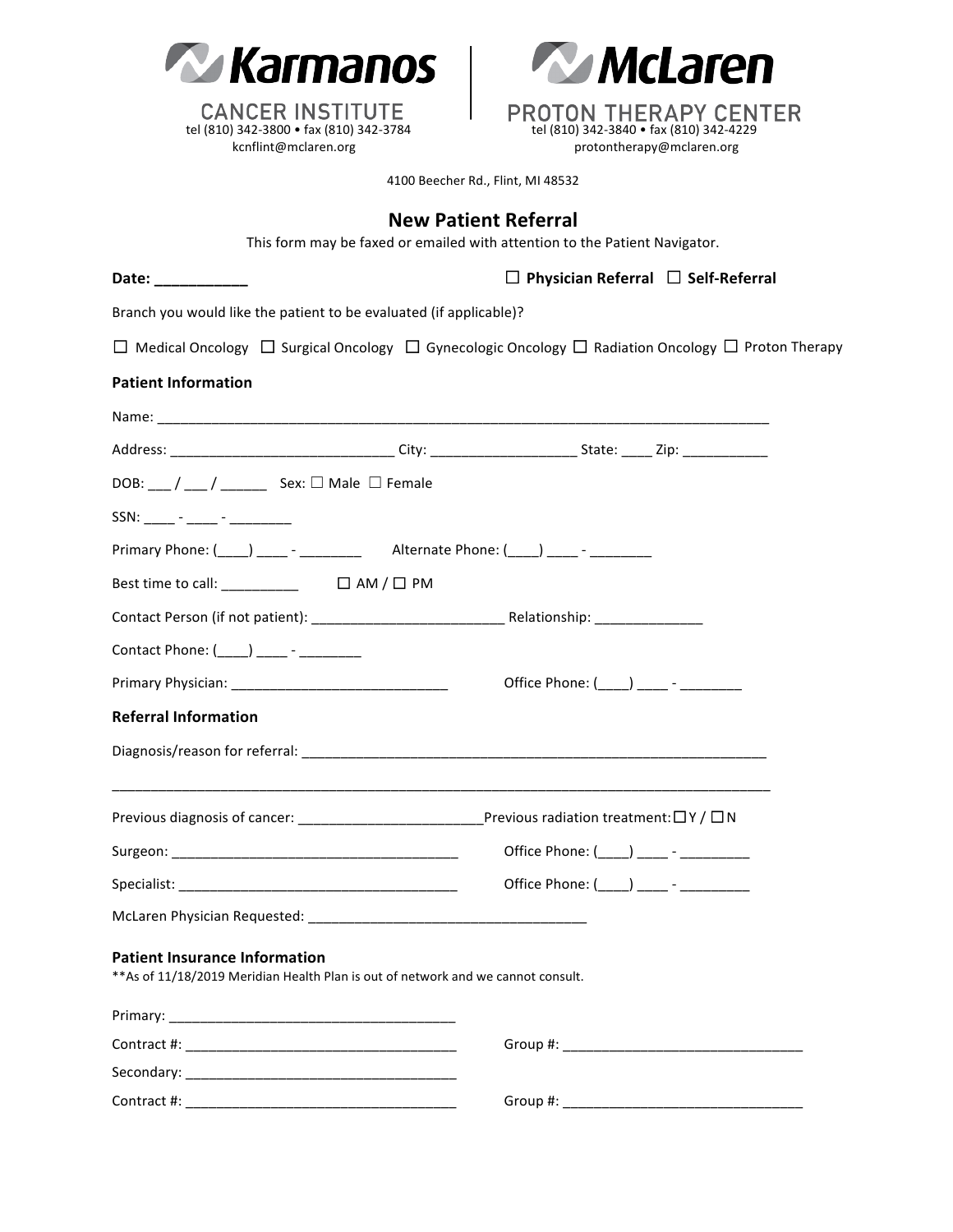**Karmanos CANCER INSTITUTE**
tel (810) 342-3800 • fax (810) 342-3784
kcnflint@mclaren.org

**McLaren PROTON THERAPY CENTER**
tel (810) 342-3840 • fax (810) 342-4229
protontherapy@mclaren.org

4100 Beecher Rd., Flint, MI 48532

## New Patient Referral

This form may be faxed or emailed with attention to the Patient Navigator.

**Date: ___________** ☐ **Physician Referral** ☐ **Self-Referral**

Branch you would like the patient to be evaluated (if applicable)?

☐ Medical Oncology ☐ Surgical Oncology ☐ Gynecologic Oncology ☐ Radiation Oncology ☐ Proton Therapy

### Patient Information

Name: ________________________________________________________________________________

Address: _____________________________ City: __________________ State: ____ Zip: ___________

DOB: ___ / ___ / ______ Sex: ☐ Male ☐ Female

SSN: ____ - ____ - ________

Primary Phone: (____) ____ - ________ Alternate Phone: (____) ____ - ________

Best time to call: __________ ☐ AM / ☐ PM

Contact Person (if not patient): _________________________ Relationship: ______________

Contact Phone: (____) ____ - ________

Primary Physician: ____________________________ Office Phone: (____) ____ - ________

### Referral Information

Diagnosis/reason for referral: _______________________________________________________________

______________________________________________________________________________________

Previous diagnosis of cancer: ________________________Previous radiation treatment: ☐ Y / ☐ N

Surgeon: _____________________________________ Office Phone: (____) ____ - _________

Specialist: ____________________________________ Office Phone: (____) ____ - _________

McLaren Physician Requested: ____________________________________

### Patient Insurance Information

**As of 11/18/2019 Meridian Health Plan is out of network and we cannot consult.

Primary: _____________________________________

Contract #: ___________________________________ Group #: _______________________________

Secondary: ___________________________________

Contract #: ___________________________________ Group #: _______________________________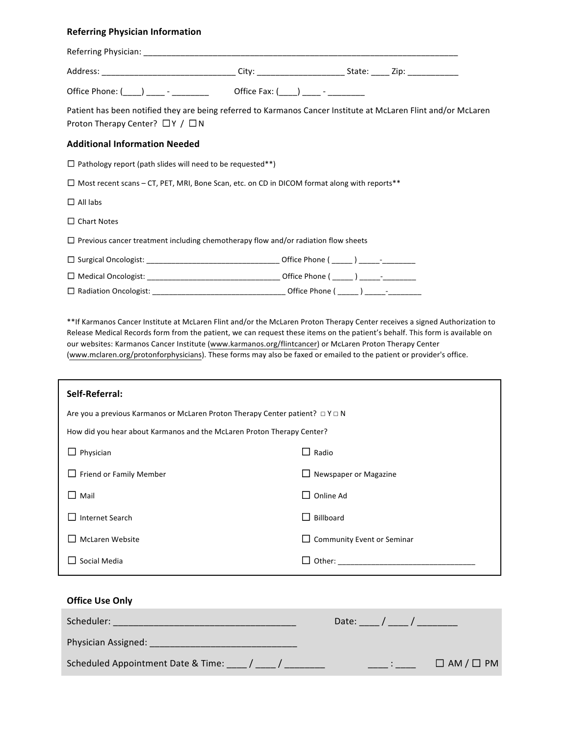### Referring Physician Information

Referring Physician: ___________________________________________________________________________

Address: _____________________________ City: ___________________ State: ____ Zip: ___________

Office Phone: (____) ____ - ________ Office Fax: (____) ____ - ________

Patient has been notified they are being referred to Karmanos Cancer Institute at McLaren Flint and/or McLaren Proton Therapy Center? ☐ Y / ☐ N

### Additional Information Needed

☐ Pathology report (path slides will need to be requested**)

☐ Most recent scans – CT, PET, MRI, Bone Scan, etc. on CD in DICOM format along with reports**

☐ All labs

☐ Chart Notes

☐ Previous cancer treatment including chemotherapy flow and/or radiation flow sheets

☐ Surgical Oncologist: ________________________________ Office Phone ( _____ ) _____-________

☐ Medical Oncologist: ________________________________ Office Phone ( _____ ) _____-________

☐ Radiation Oncologist: ________________________________ Office Phone ( _____ ) _____-________

**If Karmanos Cancer Institute at McLaren Flint and/or the McLaren Proton Therapy Center receives a signed Authorization to Release Medical Records form from the patient, we can request these items on the patient's behalf. This form is available on our websites: Karmanos Cancer Institute (www.karmanos.org/flintcancer) or McLaren Proton Therapy Center (www.mclaren.org/protonforphysicians). These forms may also be faxed or emailed to the patient or provider's office.

### Self-Referral:

Are you a previous Karmanos or McLaren Proton Therapy Center patient? ☐ Y ☐ N

How did you hear about Karmanos and the McLaren Proton Therapy Center?

| | |
|---|---|
| ☐ Physician | ☐ Radio |
| ☐ Friend or Family Member | ☐ Newspaper or Magazine |
| ☐ Mail | ☐ Online Ad |
| ☐ Internet Search | ☐ Billboard |
| ☐ McLaren Website | ☐ Community Event or Seminar |
| ☐ Social Media | ☐ Other: ________________________________ |

### Office Use Only

Scheduler: ___________________________________ Date: ____ / ____ / ________

Physician Assigned: _____________________________

Scheduled Appointment Date & Time: ____ / ____ / ________ ____ : ____ ☐ AM / ☐ PM